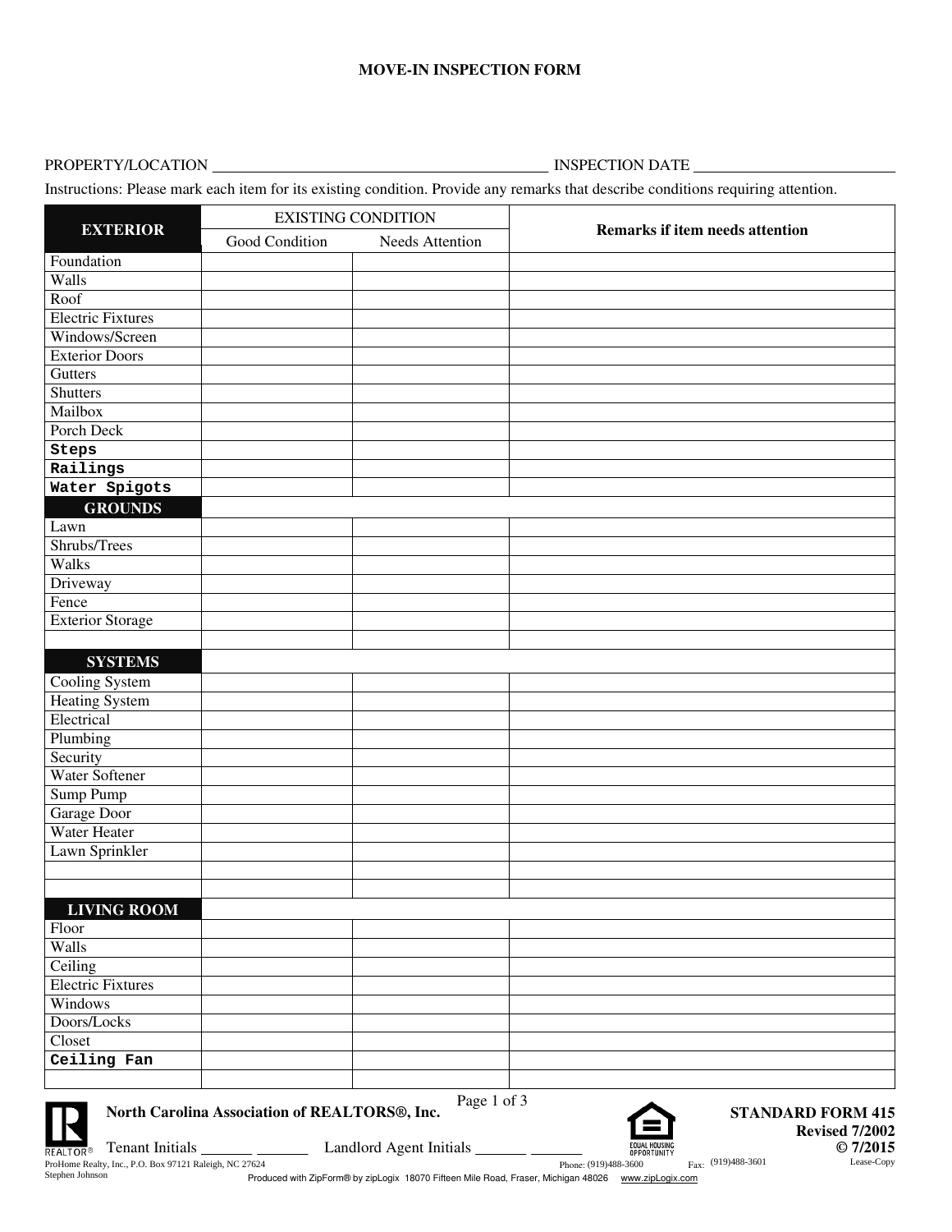# MOVE-IN INSPECTION FORM

PROPERTY/LOCATION ___________________________________________ INSPECTION DATE __________________________

Instructions: Please mark each item for its existing condition. Provide any remarks that describe conditions requiring attention.

| EXTERIOR | EXISTING CONDITION | | Remarks if item needs attention |
|---|---|---|---|
| | Good Condition | Needs Attention | |
| Foundation | | | |
| Walls | | | |
| Roof | | | |
| Electric Fixtures | | | |
| Windows/Screen | | | |
| Exterior Doors | | | |
| Gutters | | | |
| Shutters | | | |
| Mailbox | | | |
| Porch Deck | | | |
| Steps | | | |
| Railings | | | |
| Water Spigots | | | |
| **GROUNDS** | | | |
| Lawn | | | |
| Shrubs/Trees | | | |
| Walks | | | |
| Driveway | | | |
| Fence | | | |
| Exterior Storage | | | |
| | | | |
| **SYSTEMS** | | | |
| Cooling System | | | |
| Heating System | | | |
| Electrical | | | |
| Plumbing | | | |
| Security | | | |
| Water Softener | | | |
| Sump Pump | | | |
| Garage Door | | | |
| Water Heater | | | |
| Lawn Sprinkler | | | |
| | | | |
| | | | |
| **LIVING ROOM** | | | |
| Floor | | | |
| Walls | | | |
| Ceiling | | | |
| Electric Fixtures | | | |
| Windows | | | |
| Doors/Locks | | | |
| Closet | | | |
| Ceiling Fan | | | |
| | | | |

**North Carolina Association of REALTORS®, Inc.**

Tenant Initials _______ _______ Landlord Agent Initials _______ _______

**STANDARD FORM 415**
**Revised 7/2002**
**© 7/2015**

ProHome Realty, Inc., P.O. Box 97121 Raleigh, NC 27624 Phone: (919)488-3600 Fax: (919)488-3601 Lease-Copy
Stephen Johnson
Produced with ZipForm® by zipLogix 18070 Fifteen Mile Road, Fraser, Michigan 48026 www.zipLogix.com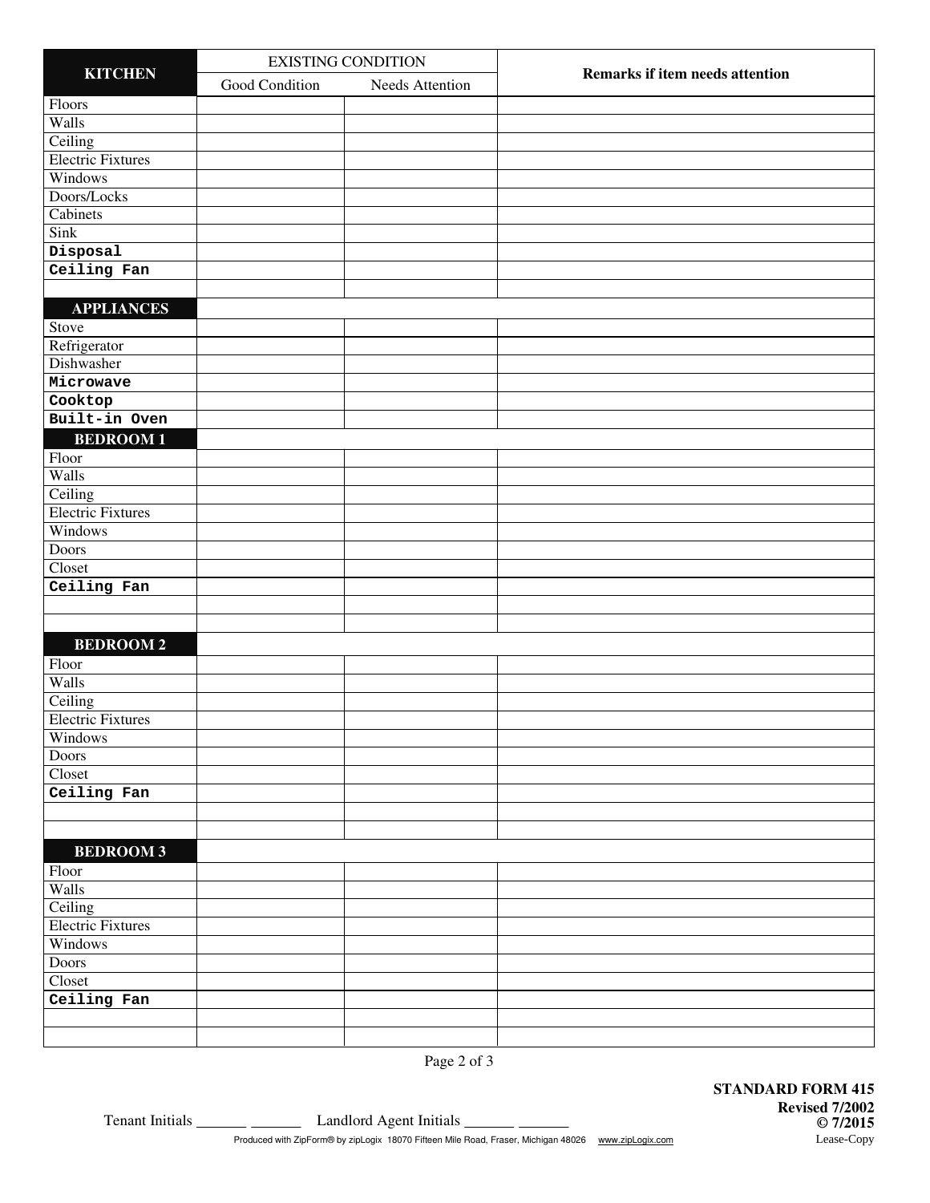| KITCHEN | EXISTING CONDITION | | Remarks if item needs attention |
|---|---|---|---|
| | Good Condition | Needs Attention | |
| Floors | | | |
| Walls | | | |
| Ceiling | | | |
| Electric Fixtures | | | |
| Windows | | | |
| Doors/Locks | | | |
| Cabinets | | | |
| Sink | | | |
| **Disposal** | | | |
| **Ceiling Fan** | | | |
| | | | |
| **APPLIANCES** | | | |
| Stove | | | |
| Refrigerator | | | |
| Dishwasher | | | |
| **Microwave** | | | |
| **Cooktop** | | | |
| **Built-in Oven** | | | |
| **BEDROOM 1** | | | |
| Floor | | | |
| Walls | | | |
| Ceiling | | | |
| Electric Fixtures | | | |
| Windows | | | |
| Doors | | | |
| Closet | | | |
| **Ceiling Fan** | | | |
| | | | |
| | | | |
| **BEDROOM 2** | | | |
| Floor | | | |
| Walls | | | |
| Ceiling | | | |
| Electric Fixtures | | | |
| Windows | | | |
| Doors | | | |
| Closet | | | |
| **Ceiling Fan** | | | |
| | | | |
| | | | |
| **BEDROOM 3** | | | |
| Floor | | | |
| Walls | | | |
| Ceiling | | | |
| Electric Fixtures | | | |
| Windows | | | |
| Doors | | | |
| Closet | | | |
| **Ceiling Fan** | | | |
| | | | |
| | | | |

Tenant Initials _______ _______ Landlord Agent Initials _______ _______

**STANDARD FORM 415**
**Revised 7/2002**
**© 7/2015**
Lease-Copy

Produced with ZipForm® by zipLogix 18070 Fifteen Mile Road, Fraser, Michigan 48026 www.zipLogix.com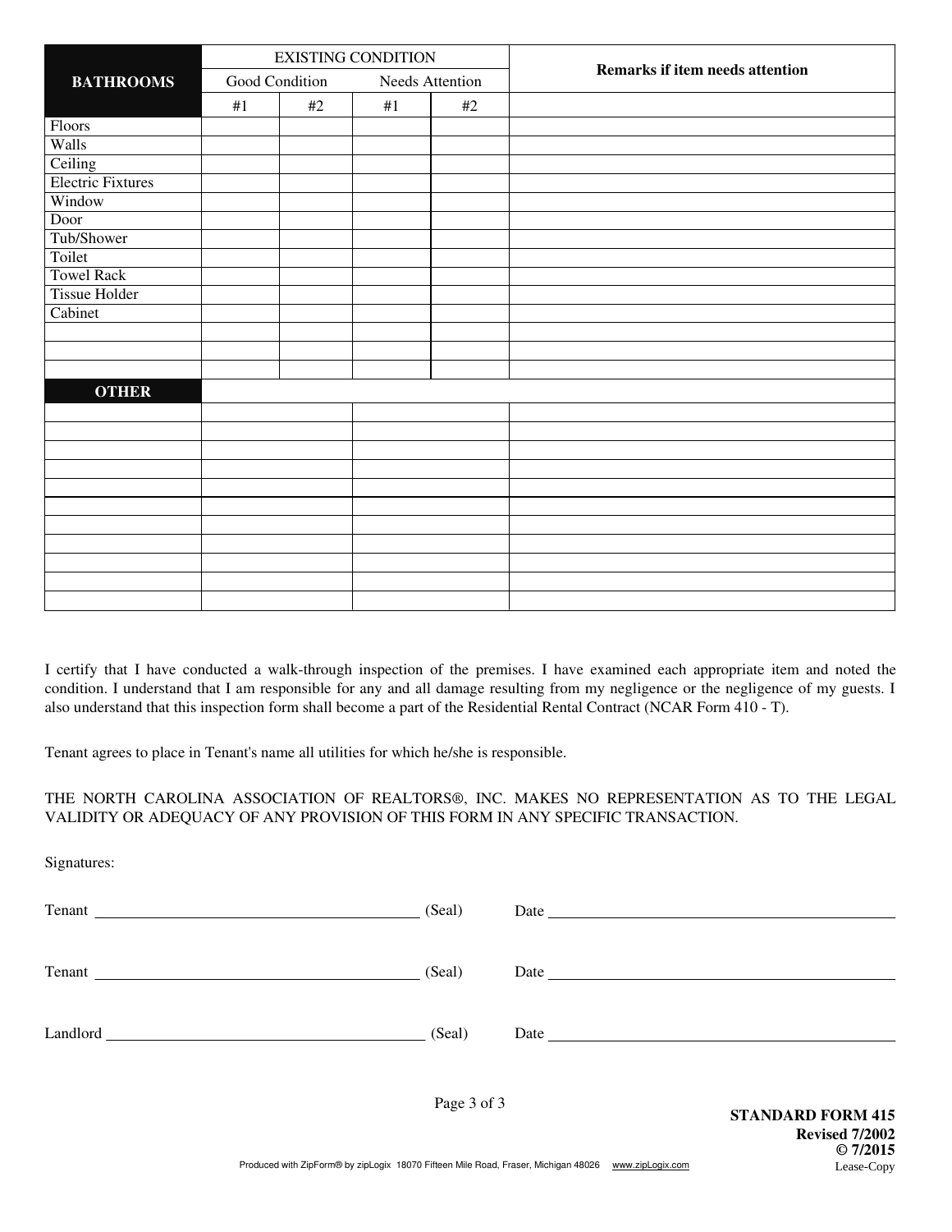| BATHROOMS | EXISTING CONDITION | | | | Remarks if item needs attention |
|---|---|---|---|---|---|
| | Good Condition | | Needs Attention | | |
| | #1 | #2 | #1 | #2 | |
| Floors | | | | | |
| Walls | | | | | |
| Ceiling | | | | | |
| Electric Fixtures | | | | | |
| Window | | | | | |
| Door | | | | | |
| Tub/Shower | | | | | |
| Toilet | | | | | |
| Towel Rack | | | | | |
| Tissue Holder | | | | | |
| Cabinet | | | | | |
| | | | | | |
| | | | | | |
| | | | | | |

| OTHER | | | |
|---|---|---|---|
| | | | |
| | | | |
| | | | |
| | | | |
| | | | |
| | | | |
| | | | |
| | | | |
| | | | |
| | | | |
| | | | |

I certify that I have conducted a walk-through inspection of the premises. I have examined each appropriate item and noted the condition. I understand that I am responsible for any and all damage resulting from my negligence or the negligence of my guests. I also understand that this inspection form shall become a part of the Residential Rental Contract (NCAR Form 410 - T).

Tenant agrees to place in Tenant's name all utilities for which he/she is responsible.

THE NORTH CAROLINA ASSOCIATION OF REALTORS®, INC. MAKES NO REPRESENTATION AS TO THE LEGAL VALIDITY OR ADEQUACY OF ANY PROVISION OF THIS FORM IN ANY SPECIFIC TRANSACTION.

Signatures:

Tenant ________________________________ (Seal) Date ________________________________

Tenant ________________________________ (Seal) Date ________________________________

Landlord ________________________________ (Seal) Date ________________________________

**STANDARD FORM 415**
**Revised 7/2002**
**© 7/2015**
Lease-Copy

Produced with ZipForm® by zipLogix 18070 Fifteen Mile Road, Fraser, Michigan 48026 www.zipLogix.com